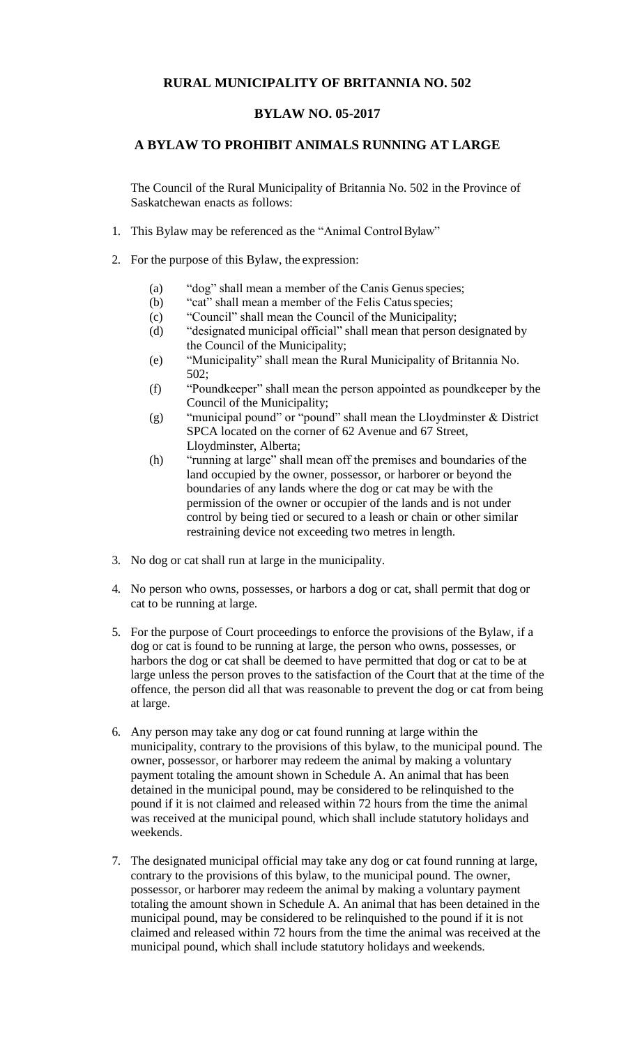# RURAL MUNICIPALITY OF BRITANNIA NO. 502

## BYLAW NO. 05-2017

## A BYLAW TO PROHIBIT ANIMALS RUNNING AT LARGE

The Council of the Rural Municipality of Britannia No. 502 in the Province of Saskatchewan enacts as follows:

1. This Bylaw may be referenced as the "Animal Control Bylaw"

2. For the purpose of this Bylaw, the expression:

   (a) "dog" shall mean a member of the Canis Genus species;
   
   (b) "cat" shall mean a member of the Felis Catus species;
   
   (c) "Council" shall mean the Council of the Municipality;
   
   (d) "designated municipal official" shall mean that person designated by the Council of the Municipality;
   
   (e) "Municipality" shall mean the Rural Municipality of Britannia No. 502;
   
   (f) "Poundkeeper" shall mean the person appointed as poundkeeper by the Council of the Municipality;
   
   (g) "municipal pound" or "pound" shall mean the Lloydminster & District SPCA located on the corner of 62 Avenue and 67 Street, Lloydminster, Alberta;
   
   (h) "running at large" shall mean off the premises and boundaries of the land occupied by the owner, possessor, or harborer or beyond the boundaries of any lands where the dog or cat may be with the permission of the owner or occupier of the lands and is not under control by being tied or secured to a leash or chain or other similar restraining device not exceeding two metres in length.

3. No dog or cat shall run at large in the municipality.

4. No person who owns, possesses, or harbors a dog or cat, shall permit that dog or cat to be running at large.

5. For the purpose of Court proceedings to enforce the provisions of the Bylaw, if a dog or cat is found to be running at large, the person who owns, possesses, or harbors the dog or cat shall be deemed to have permitted that dog or cat to be at large unless the person proves to the satisfaction of the Court that at the time of the offence, the person did all that was reasonable to prevent the dog or cat from being at large.

6. Any person may take any dog or cat found running at large within the municipality, contrary to the provisions of this bylaw, to the municipal pound. The owner, possessor, or harborer may redeem the animal by making a voluntary payment totaling the amount shown in Schedule A. An animal that has been detained in the municipal pound, may be considered to be relinquished to the pound if it is not claimed and released within 72 hours from the time the animal was received at the municipal pound, which shall include statutory holidays and weekends.

7. The designated municipal official may take any dog or cat found running at large, contrary to the provisions of this bylaw, to the municipal pound. The owner, possessor, or harborer may redeem the animal by making a voluntary payment totaling the amount shown in Schedule A. An animal that has been detained in the municipal pound, may be considered to be relinquished to the pound if it is not claimed and released within 72 hours from the time the animal was received at the municipal pound, which shall include statutory holidays and weekends.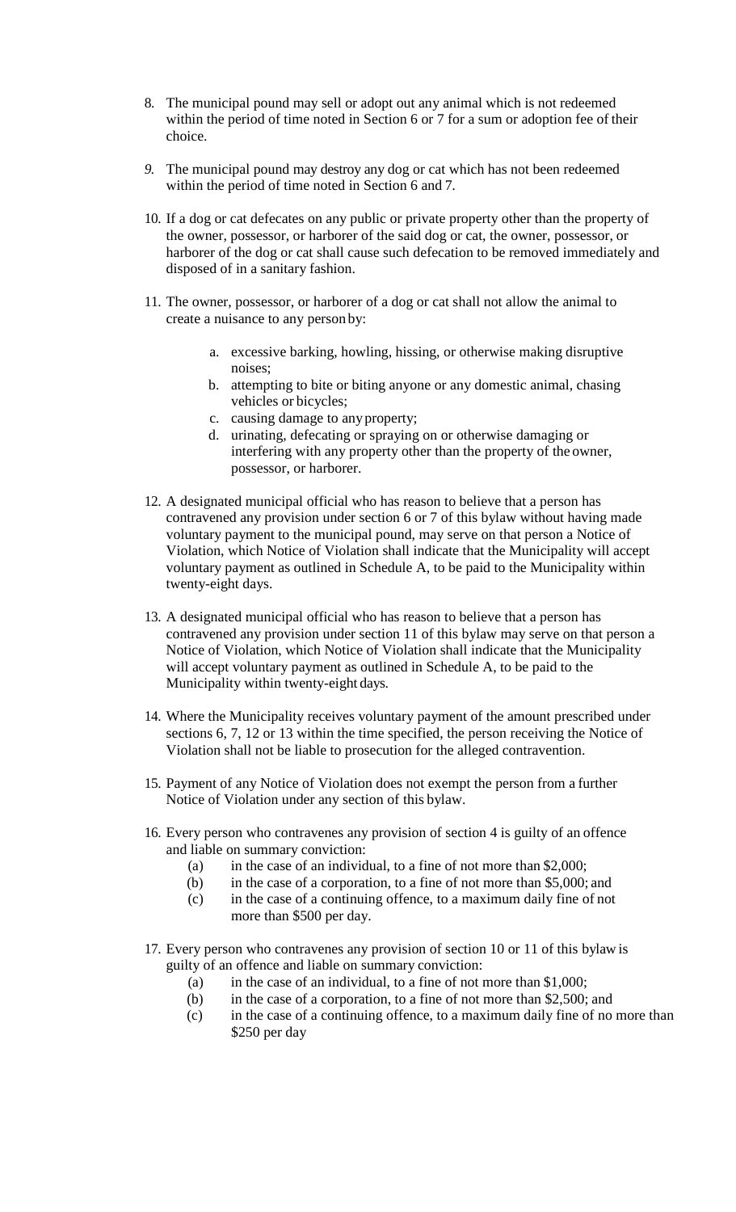8. The municipal pound may sell or adopt out any animal which is not redeemed within the period of time noted in Section 6 or 7 for a sum or adoption fee of their choice.

9. The municipal pound may destroy any dog or cat which has not been redeemed within the period of time noted in Section 6 and 7.

10. If a dog or cat defecates on any public or private property other than the property of the owner, possessor, or harborer of the said dog or cat, the owner, possessor, or harborer of the dog or cat shall cause such defecation to be removed immediately and disposed of in a sanitary fashion.

11. The owner, possessor, or harborer of a dog or cat shall not allow the animal to create a nuisance to any person by:

    a. excessive barking, howling, hissing, or otherwise making disruptive noises;
    b. attempting to bite or biting anyone or any domestic animal, chasing vehicles or bicycles;
    c. causing damage to any property;
    d. urinating, defecating or spraying on or otherwise damaging or interfering with any property other than the property of the owner, possessor, or harborer.

12. A designated municipal official who has reason to believe that a person has contravened any provision under section 6 or 7 of this bylaw without having made voluntary payment to the municipal pound, may serve on that person a Notice of Violation, which Notice of Violation shall indicate that the Municipality will accept voluntary payment as outlined in Schedule A, to be paid to the Municipality within twenty-eight days.

13. A designated municipal official who has reason to believe that a person has contravened any provision under section 11 of this bylaw may serve on that person a Notice of Violation, which Notice of Violation shall indicate that the Municipality will accept voluntary payment as outlined in Schedule A, to be paid to the Municipality within twenty-eight days.

14. Where the Municipality receives voluntary payment of the amount prescribed under sections 6, 7, 12 or 13 within the time specified, the person receiving the Notice of Violation shall not be liable to prosecution for the alleged contravention.

15. Payment of any Notice of Violation does not exempt the person from a further Notice of Violation under any section of this bylaw.

16. Every person who contravenes any provision of section 4 is guilty of an offence and liable on summary conviction:
    (a) in the case of an individual, to a fine of not more than $2,000;
    (b) in the case of a corporation, to a fine of not more than $5,000; and
    (c) in the case of a continuing offence, to a maximum daily fine of not more than $500 per day.

17. Every person who contravenes any provision of section 10 or 11 of this bylaw is guilty of an offence and liable on summary conviction:
    (a) in the case of an individual, to a fine of not more than $1,000;
    (b) in the case of a corporation, to a fine of not more than $2,500; and
    (c) in the case of a continuing offence, to a maximum daily fine of no more than $250 per day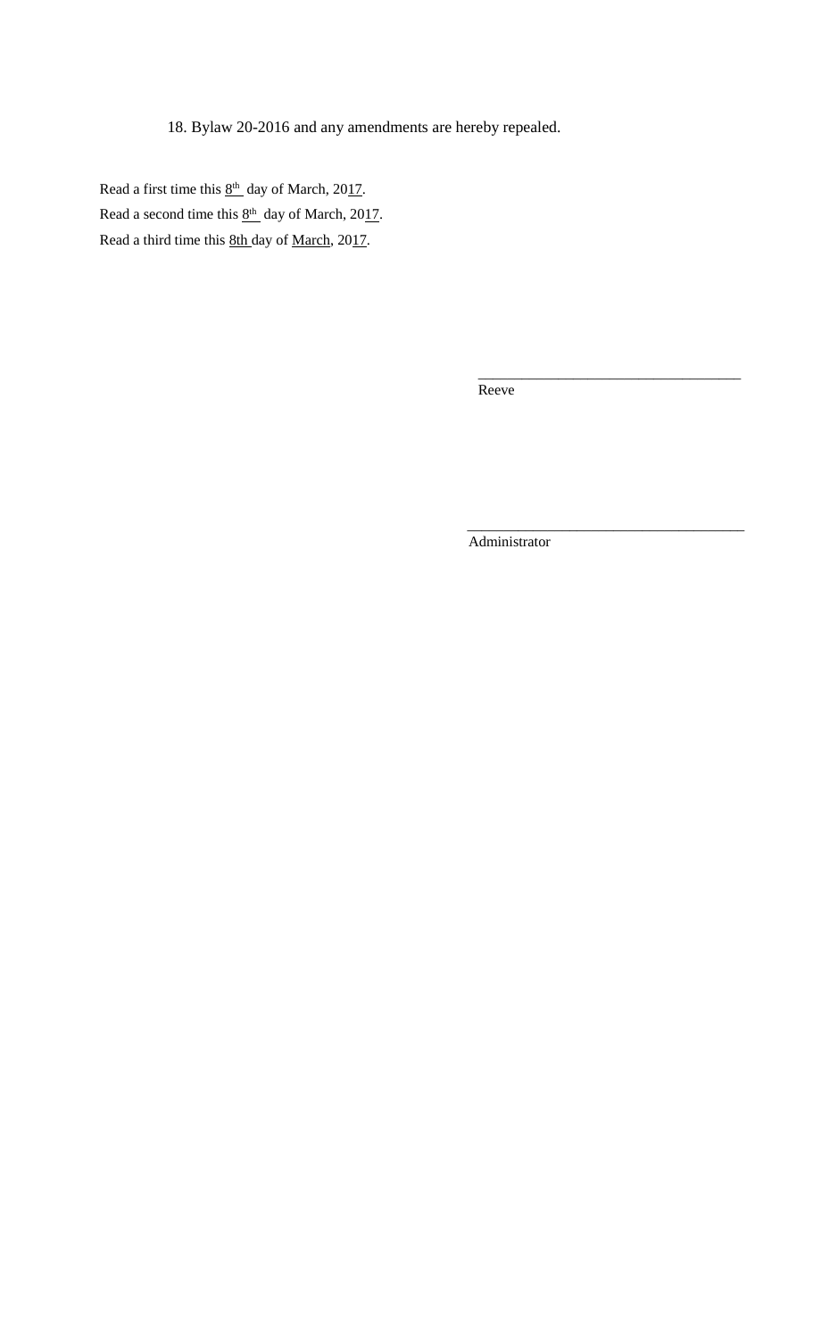18. Bylaw 20-2016 and any amendments are hereby repealed.

Read a first time this 8th day of March, 2017.

Read a second time this 8th day of March, 2017.

Read a third time this 8th day of March, 2017.

\_\_\_\_\_\_\_\_\_\_\_\_\_\_\_\_\_\_\_\_\_\_\_\_\_\_\_\_\_\_\_\_\_\_\_\_

Reeve

\_\_\_\_\_\_\_\_\_\_\_\_\_\_\_\_\_\_\_\_\_\_\_\_\_\_\_\_\_\_\_\_\_\_\_\_

Administrator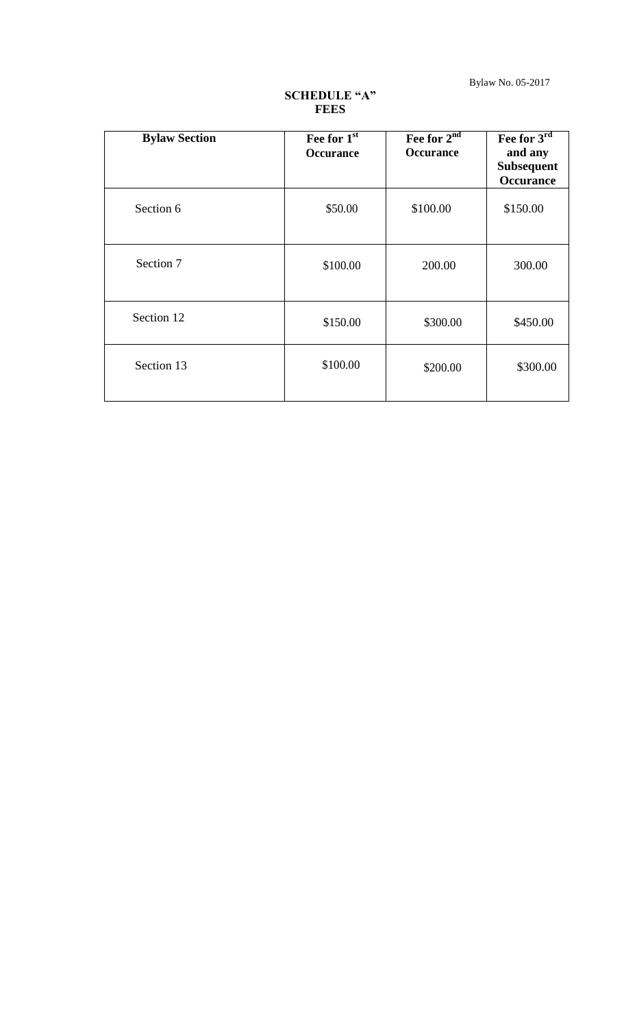Bylaw No. 05-2017

## SCHEDULE "A"
## FEES

| Bylaw Section | Fee for 1st Occurance | Fee for 2nd Occurance | Fee for 3rd and any Subsequent Occurance |
|---|---|---|---|
| Section 6 | $50.00 | $100.00 | $150.00 |
| Section 7 | $100.00 | 200.00 | 300.00 |
| Section 12 | $150.00 | $300.00 | $450.00 |
| Section 13 | $100.00 | $200.00 | $300.00 |